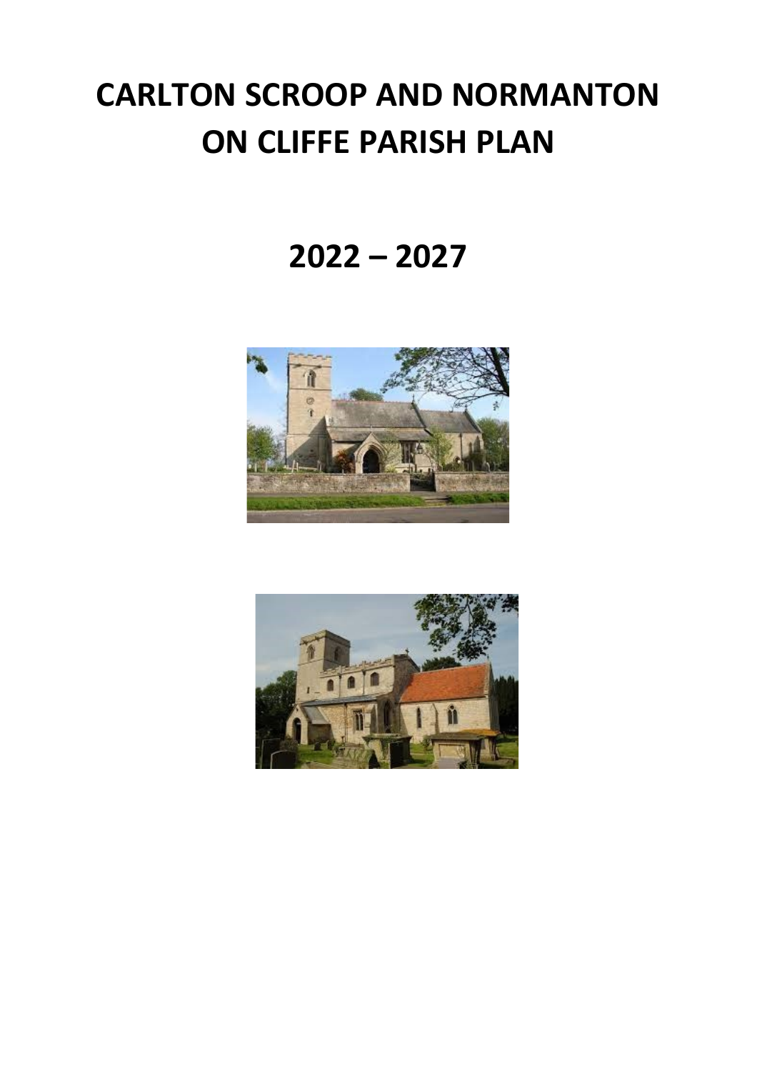# CARLTON SCROOP AND NORMANTON ON CLIFFE PARISH PLAN

# 2022 – 2027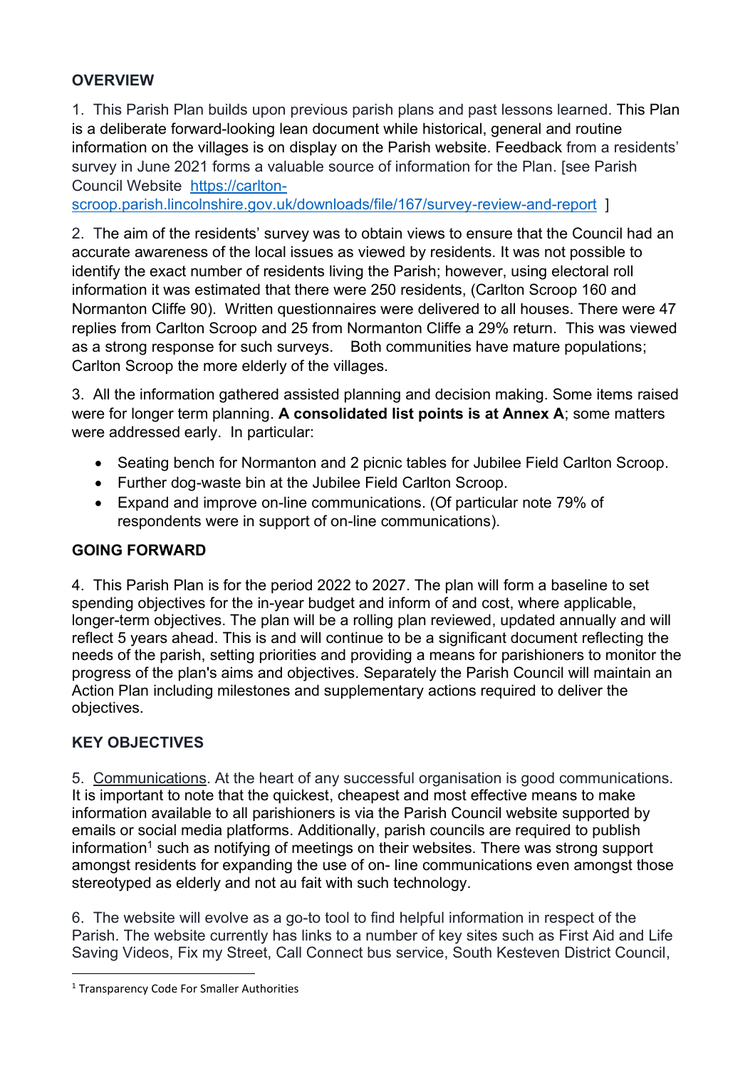## OVERVIEW

1. This Parish Plan builds upon previous parish plans and past lessons learned. This Plan is a deliberate forward-looking lean document while historical, general and routine information on the villages is on display on the Parish website. Feedback from a residents' survey in June 2021 forms a valuable source of information for the Plan. [see Parish Council Website https://carlton-scroop.parish.lincolnshire.gov.uk/downloads/file/167/survey-review-and-report ]

2. The aim of the residents' survey was to obtain views to ensure that the Council had an accurate awareness of the local issues as viewed by residents. It was not possible to identify the exact number of residents living the Parish; however, using electoral roll information it was estimated that there were 250 residents, (Carlton Scroop 160 and Normanton Cliffe 90). Written questionnaires were delivered to all houses. There were 47 replies from Carlton Scroop and 25 from Normanton Cliffe a 29% return. This was viewed as a strong response for such surveys. Both communities have mature populations; Carlton Scroop the more elderly of the villages.

3. All the information gathered assisted planning and decision making. Some items raised were for longer term planning. **A consolidated list points is at Annex A**; some matters were addressed early. In particular:

- Seating bench for Normanton and 2 picnic tables for Jubilee Field Carlton Scroop.
- Further dog-waste bin at the Jubilee Field Carlton Scroop.
- Expand and improve on-line communications. (Of particular note 79% of respondents were in support of on-line communications).

## GOING FORWARD

4. This Parish Plan is for the period 2022 to 2027. The plan will form a baseline to set spending objectives for the in-year budget and inform of and cost, where applicable, longer-term objectives. The plan will be a rolling plan reviewed, updated annually and will reflect 5 years ahead. This is and will continue to be a significant document reflecting the needs of the parish, setting priorities and providing a means for parishioners to monitor the progress of the plan's aims and objectives. Separately the Parish Council will maintain an Action Plan including milestones and supplementary actions required to deliver the objectives.

## KEY OBJECTIVES

5. Communications. At the heart of any successful organisation is good communications. It is important to note that the quickest, cheapest and most effective means to make information available to all parishioners is via the Parish Council website supported by emails or social media platforms. Additionally, parish councils are required to publish information[1] such as notifying of meetings on their websites. There was strong support amongst residents for expanding the use of on- line communications even amongst those stereotyped as elderly and not au fait with such technology.

6. The website will evolve as a go-to tool to find helpful information in respect of the Parish. The website currently has links to a number of key sites such as First Aid and Life Saving Videos, Fix my Street, Call Connect bus service, South Kesteven District Council,

[1] Transparency Code For Smaller Authorities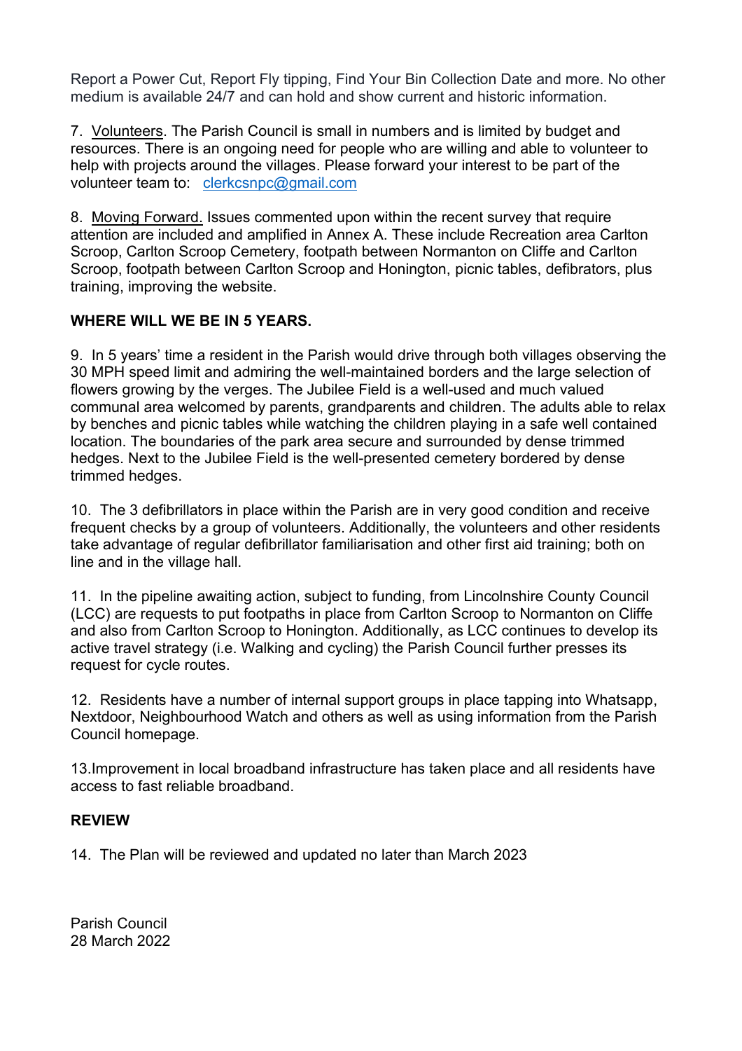Report a Power Cut, Report Fly tipping, Find Your Bin Collection Date and more. No other medium is available 24/7 and can hold and show current and historic information.

7. Volunteers. The Parish Council is small in numbers and is limited by budget and resources. There is an ongoing need for people who are willing and able to volunteer to help with projects around the villages. Please forward your interest to be part of the volunteer team to: [clerkcsnpc@gmail.com](mailto:clerkcsnpc@gmail.com)

8. Moving Forward. Issues commented upon within the recent survey that require attention are included and amplified in Annex A. These include Recreation area Carlton Scroop, Carlton Scroop Cemetery, footpath between Normanton on Cliffe and Carlton Scroop, footpath between Carlton Scroop and Honington, picnic tables, defibrators, plus training, improving the website.

**WHERE WILL WE BE IN 5 YEARS.**

9. In 5 years' time a resident in the Parish would drive through both villages observing the 30 MPH speed limit and admiring the well-maintained borders and the large selection of flowers growing by the verges. The Jubilee Field is a well-used and much valued communal area welcomed by parents, grandparents and children. The adults able to relax by benches and picnic tables while watching the children playing in a safe well contained location. The boundaries of the park area secure and surrounded by dense trimmed hedges. Next to the Jubilee Field is the well-presented cemetery bordered by dense trimmed hedges.

10. The 3 defibrillators in place within the Parish are in very good condition and receive frequent checks by a group of volunteers. Additionally, the volunteers and other residents take advantage of regular defibrillator familiarisation and other first aid training; both on line and in the village hall.

11. In the pipeline awaiting action, subject to funding, from Lincolnshire County Council (LCC) are requests to put footpaths in place from Carlton Scroop to Normanton on Cliffe and also from Carlton Scroop to Honington. Additionally, as LCC continues to develop its active travel strategy (i.e. Walking and cycling) the Parish Council further presses its request for cycle routes.

12. Residents have a number of internal support groups in place tapping into Whatsapp, Nextdoor, Neighbourhood Watch and others as well as using information from the Parish Council homepage.

13.Improvement in local broadband infrastructure has taken place and all residents have access to fast reliable broadband.

**REVIEW**

14. The Plan will be reviewed and updated no later than March 2023

Parish Council
28 March 2022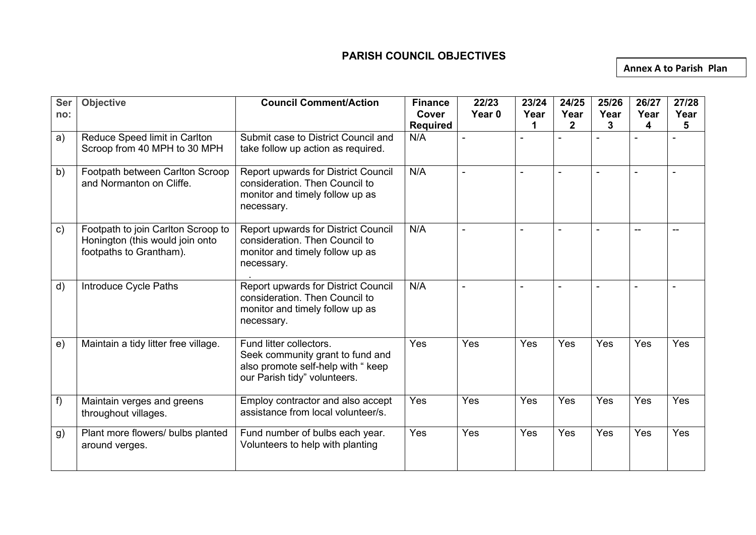# PARISH COUNCIL OBJECTIVES

**Annex A to Parish Plan**

| Ser no: | Objective | Council Comment/Action | Finance Cover Required | 22/23 Year 0 | 23/24 Year 1 | 24/25 Year 2 | 25/26 Year 3 | 26/27 Year 4 | 27/28 Year 5 |
|---|---|---|---|---|---|---|---|---|---|
| a) | Reduce Speed limit in Carlton Scroop from 40 MPH to 30 MPH | Submit case to District Council and take follow up action as required. | N/A | - | - | - | - | - | - |
| b) | Footpath between Carlton Scroop and Normanton on Cliffe. | Report upwards for District Council consideration. Then Council to monitor and timely follow up as necessary. | N/A | - | - | - | - | - | - |
| c) | Footpath to join Carlton Scroop to Honington (this would join onto footpaths to Grantham). | Report upwards for District Council consideration. Then Council to monitor and timely follow up as necessary. . | N/A | - | - | - | - | -- | -- |
| d) | Introduce Cycle Paths | Report upwards for District Council consideration. Then Council to monitor and timely follow up as necessary. | N/A | - | - | - | - | - | - |
| e) | Maintain a tidy litter free village. | Fund litter collectors. Seek community grant to fund and also promote self-help with " keep our Parish tidy" volunteers. | Yes | Yes | Yes | Yes | Yes | Yes | Yes |
| f) | Maintain verges and greens throughout villages. | Employ contractor and also accept assistance from local volunteer/s. | Yes | Yes | Yes | Yes | Yes | Yes | Yes |
| g) | Plant more flowers/ bulbs planted around verges. | Fund number of bulbs each year. Volunteers to help with planting | Yes | Yes | Yes | Yes | Yes | Yes | Yes |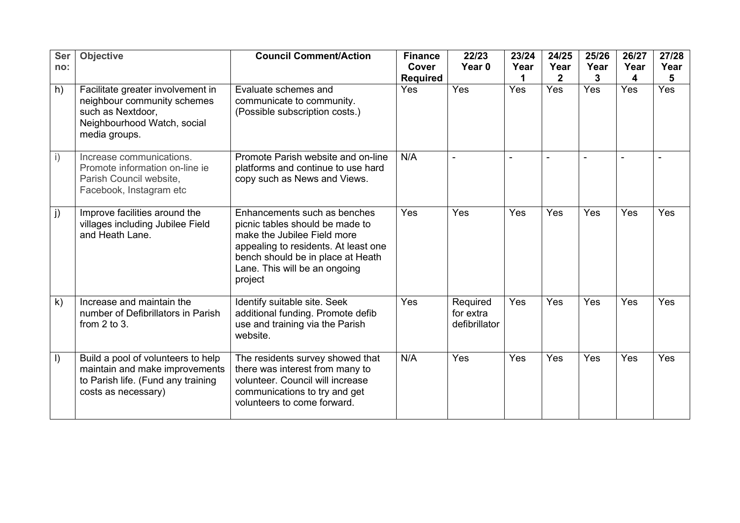| Ser no: | Objective | Council Comment/Action | Finance Cover Required | 22/23 Year 0 | 23/24 Year 1 | 24/25 Year 2 | 25/26 Year 3 | 26/27 Year 4 | 27/28 Year 5 |
|---|---|---|---|---|---|---|---|---|---|
| h) | Facilitate greater involvement in neighbour community schemes such as Nextdoor, Neighbourhood Watch, social media groups. | Evaluate schemes and communicate to community. (Possible subscription costs.) | Yes | Yes | Yes | Yes | Yes | Yes | Yes |
| i) | Increase communications. Promote information on-line ie Parish Council website, Facebook, Instagram etc | Promote Parish website and on-line platforms and continue to use hard copy such as News and Views. | N/A | - | - | - | - | - | - |
| j) | Improve facilities around the villages including Jubilee Field and Heath Lane. | Enhancements such as benches picnic tables should be made to make the Jubilee Field more appealing to residents. At least one bench should be in place at Heath Lane. This will be an ongoing project | Yes | Yes | Yes | Yes | Yes | Yes | Yes |
| k) | Increase and maintain the number of Defibrillators in Parish from 2 to 3. | Identify suitable site. Seek additional funding. Promote defib use and training via the Parish website. | Yes | Required for extra defibrillator | Yes | Yes | Yes | Yes | Yes |
| l) | Build a pool of volunteers to help maintain and make improvements to Parish life. (Fund any training costs as necessary) | The residents survey showed that there was interest from many to volunteer. Council will increase communications to try and get volunteers to come forward. | N/A | Yes | Yes | Yes | Yes | Yes | Yes |